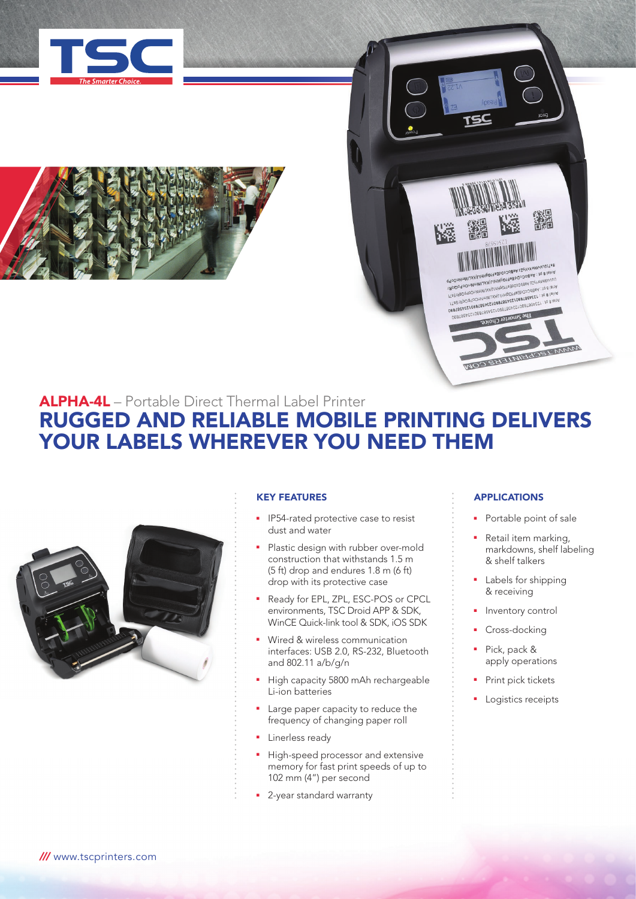# ALPHA-4L – Portable Direct Thermal Label Printer

## RUGGED AND RELIABLE MOBILE PRINTING DELIVERS YOUR LABELS WHEREVER YOU NEED THEM

### KEY FEATURES

- IP54-rated protective case to resist dust and water
- Plastic design with rubber over-mold construction that withstands 1.5 m (5 ft) drop and endures 1.8 m (6 ft) drop with its protective case
- Ready for EPL, ZPL, ESC-POS or CPCL environments, TSC Droid APP & SDK, WinCE Quick-link tool & SDK, iOS SDK
- Wired & wireless communication interfaces: USB 2.0, RS-232, Bluetooth and 802.11 a/b/g/n
- High capacity 5800 mAh rechargeable Li-ion batteries
- Large paper capacity to reduce the frequency of changing paper roll
- Linerless ready
- High-speed processor and extensive memory for fast print speeds of up to 102 mm (4") per second
- 2-year standard warranty

### APPLICATIONS

- Portable point of sale
- Retail item marking, markdowns, shelf labeling & shelf talkers
- Labels for shipping & receiving
- Inventory control
- Cross-docking
- Pick, pack & apply operations
- Print pick tickets
- Logistics receipts

/// www.tscprinters.com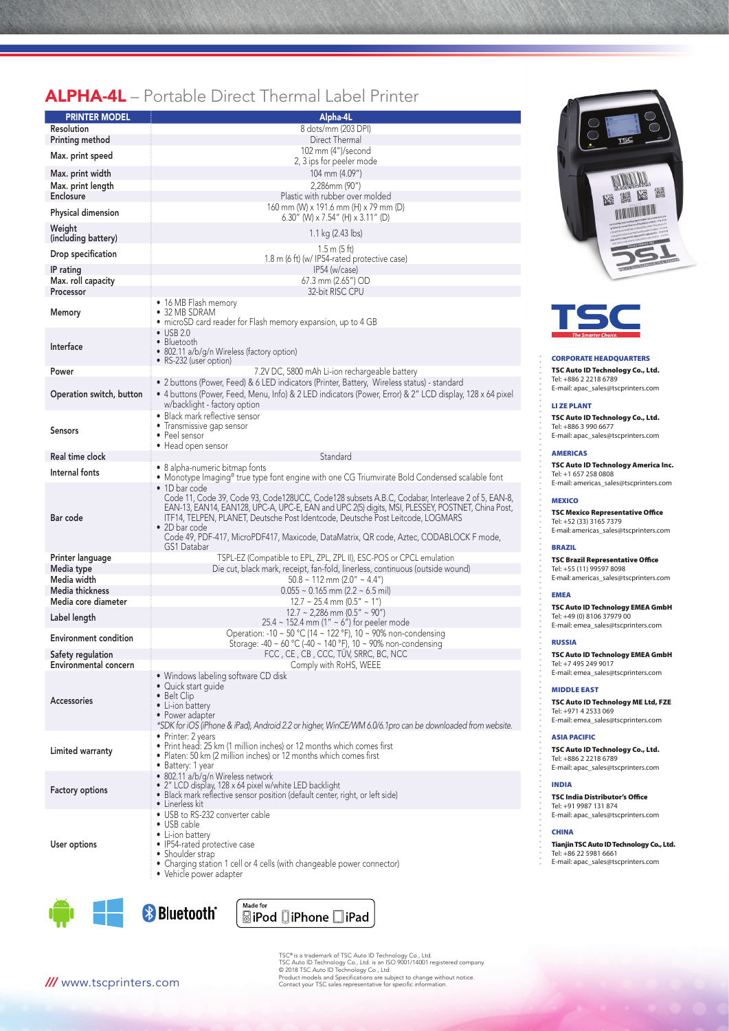# ALPHA-4L – Portable Direct Thermal Label Printer

| PRINTER MODEL | Alpha-4L |
|---|---|
| Resolution | 8 dots/mm (203 DPI) |
| Printing method | Direct Thermal |
| Max. print speed | 102 mm (4")/second<br>2, 3 ips for peeler mode |
| Max. print width | 104 mm (4.09") |
| Max. print length | 2,286mm (90") |
| Enclosure | Plastic with rubber over molded |
| Physical dimension | 160 mm (W) x 191.6 mm (H) x 79 mm (D)<br>6.30" (W) x 7.54" (H) x 3.11" (D) |
| Weight (including battery) | 1.1 kg (2.43 lbs) |
| Drop specification | 1.5 m (5 ft)<br>1.8 m (6 ft) (w/ IP54-rated protective case) |
| IP rating | IP54 (w/case) |
| Max. roll capacity | 67.3 mm (2.65") OD |
| Processor | 32-bit RISC CPU |
| Memory | • 16 MB Flash memory<br>• 32 MB SDRAM<br>• microSD card reader for Flash memory expansion, up to 4 GB |
| Interface | • USB 2.0<br>• Bluetooth<br>• 802.11 a/b/g/n Wireless (factory option)<br>• RS-232 (user option) |
| Power | 7.2V DC, 5800 mAh Li-ion rechargeable battery |
| Operation switch, button | • 2 buttons (Power, Feed) & 6 LED indicators (Printer, Battery, Wireless status) - standard<br>• 4 buttons (Power, Feed, Menu, Info) & 2 LED indicators (Power, Error) & 2" LCD display, 128 x 64 pixel w/backlight - factory option |
| Sensors | • Black mark reflective sensor<br>• Transmissive gap sensor<br>• Peel sensor<br>• Head open sensor |
| Real time clock | Standard |
| Internal fonts | • 8 alpha-numeric bitmap fonts<br>• Monotype Imaging® true type font engine with one CG Triumvirate Bold Condensed scalable font |
| Bar code | • 1D bar code<br>Code 11, Code 39, Code 93, Code128UCC, Code128 subsets A.B.C, Codabar, Interleave 2 of 5, EAN-8, EAN-13, EAN14, EAN128, UPC-A, UPC-E, EAN and UPC 2(5) digits, MSI, PLESSEY, POSTNET, China Post, ITF14, TELPEN, PLANET, Deutsche Post Identcode, Deutsche Post Leitcode, LOGMARS<br>• 2D bar code<br>Code 49, PDF-417, MicroPDF417, Maxicode, DataMatrix, QR code, Aztec, CODABLOCK F mode, GS1 Databar |
| Printer language | TSPL-EZ (Compatible to EPL, ZPL, ZPL II), ESC-POS or CPCL emulation |
| Media type | Die cut, black mark, receipt, fan-fold, linerless, continuous (outside wound) |
| Media width | 50.8 ~ 112 mm (2.0" ~ 4.4") |
| Media thickness | 0.055 ~ 0.165 mm (2.2 ~ 6.5 mil) |
| Media core diameter | 12.7 ~ 25.4 mm (0.5" ~ 1") |
| Label length | 12.7 ~ 2,286 mm (0.5" ~ 90")<br>25.4 ~ 152.4 mm (1" ~ 6") for peeler mode |
| Environment condition | Operation: -10 ~ 50 °C (14 ~ 122 °F), 10 ~ 90% non-condensing<br>Storage: -40 ~ 60 °C (-40 ~ 140 °F), 10 ~ 90% non-condensing |
| Safety regulation | FCC , CE , CB , CCC, TÜV, SRRC, BC, NCC |
| Environmental concern | Comply with RoHS, WEEE |
| Accessories | • Windows labeling software CD disk<br>• Quick start guide<br>• Belt Clip<br>• Li-ion battery<br>• Power adapter<br>*SDK for iOS (iPhone & iPad), Android 2.2 or higher, WinCE/WM 6.0/6.1pro can be downloaded from website.* |
| Limited warranty | • Printer: 2 years<br>• Print head: 25 km (1 million inches) or 12 months which comes first<br>• Platen: 50 km (2 million inches) or 12 months which comes first<br>• Battery: 1 year |
| Factory options | • 802.11 a/b/g/n Wireless network<br>• 2" LCD display, 128 x 64 pixel w/white LED backlight<br>• Black mark reflective sensor position (default center, right, or left side)<br>• Linerless kit |
| User options | • USB to RS-232 converter cable<br>• USB cable<br>• Li-ion battery<br>• IP54-rated protective case<br>• Shoulder strap<br>• Charging station 1 cell or 4 cells (with changeable power connector)<br>• Vehicle power adapter |

Bluetooth

Made for iPod iPhone iPad

TSC
The Smarter Choice.

**CORPORATE HEADQUARTERS**
**TSC Auto ID Technology Co., Ltd.**
Tel: +886 2 2218 6789
E-mail: apac_sales@tscprinters.com

**LI ZE PLANT**
**TSC Auto ID Technology Co., Ltd.**
Tel: +886 3 990 6677
E-mail: apac_sales@tscprinters.com

**AMERICAS**
**TSC Auto ID Technology America Inc.**
Tel: +1 657 258 0808
E-mail: americas_sales@tscprinters.com

**MEXICO**
**TSC Mexico Representative Office**
Tel: +52 (33) 3165 7379
E-mail: americas_sales@tscprinters.com

**BRAZIL**
**TSC Brazil Representative Office**
Tel: +55 (11) 99597 8098
E-mail: americas_sales@tscprinters.com

**EMEA**
**TSC Auto ID Technology EMEA GmbH**
Tel: +49 (0) 8106 37979 00
E-mail: emea_sales@tscprinters.com

**RUSSIA**
**TSC Auto ID Technology EMEA GmbH**
Tel: +7 495 249 9017
E-mail: emea_sales@tscprinters.com

**MIDDLE EAST**
**TSC Auto ID Technology ME Ltd, FZE**
Tel: +971 4 2533 069
E-mail: emea_sales@tscprinters.com

**ASIA PACIFIC**
**TSC Auto ID Technology Co., Ltd.**
Tel: +886 2 2218 6789
E-mail: apac_sales@tscprinters.com

**INDIA**
**TSC India Distributor's Office**
Tel: +91 9987 131 874
E-mail: apac_sales@tscprinters.com

**CHINA**
**Tianjin TSC Auto ID Technology Co., Ltd.**
Tel: +86 22 5981 6661
E-mail: apac_sales@tscprinters.com

TSC® is a trademark of TSC Auto ID Technology Co., Ltd.
TSC Auto ID Technology Co., Ltd. is an ISO 9001/14001 registered company.
© 2018 TSC Auto ID Technology Co., Ltd.
Product models and Specifications are subject to change without notice.
Contact your TSC sales representative for specific information.

/// www.tscprinters.com